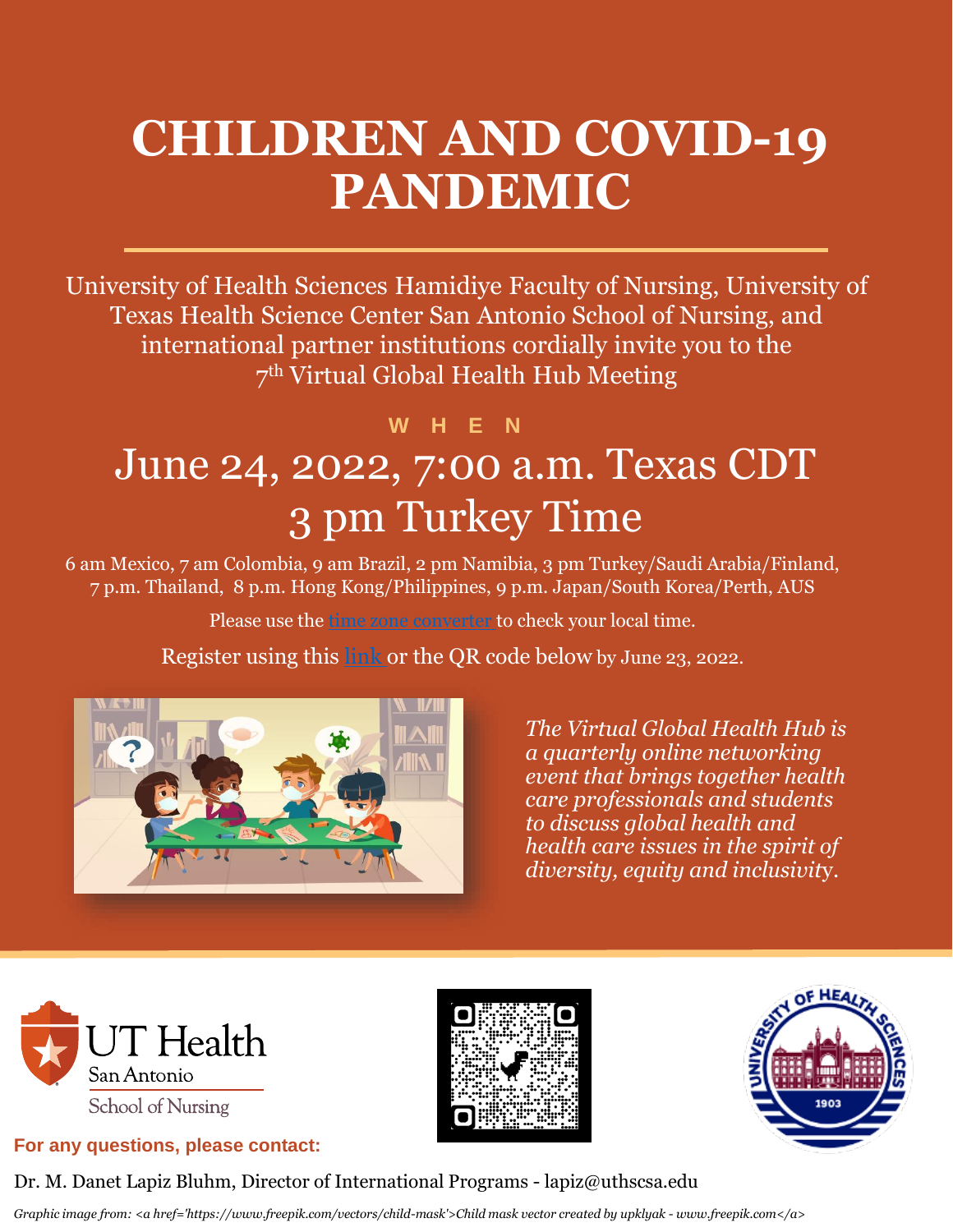# CHILDREN AND COVID-19 PANDEMIC

University of Health Sciences Hamidiye Faculty of Nursing, University of Texas Health Science Center San Antonio School of Nursing, and international partner institutions cordially invite you to the 7th Virtual Global Health Hub Meeting

**WHEN**

## June 24, 2022, 7:00 a.m. Texas CDT
## 3 pm Turkey Time

6 am Mexico, 7 am Colombia, 9 am Brazil, 2 pm Namibia, 3 pm Turkey/Saudi Arabia/Finland, 7 p.m. Thailand, 8 p.m. Hong Kong/Philippines, 9 p.m. Japan/South Korea/Perth, AUS

Please use the time zone converter to check your local time.

Register using this link or the QR code below by June 23, 2022.

*The Virtual Global Health Hub is a quarterly online networking event that brings together health care professionals and students to discuss global health and health care issues in the spirit of diversity, equity and inclusivity.*

UT Health San Antonio
School of Nursing

**For any questions, please contact:**

Dr. M. Danet Lapiz Bluhm, Director of International Programs - lapiz@uthscsa.edu

*Graphic image from: <a href='https://www.freepik.com/vectors/child-mask'>Child mask vector created by upklyak - www.freepik.com</a>*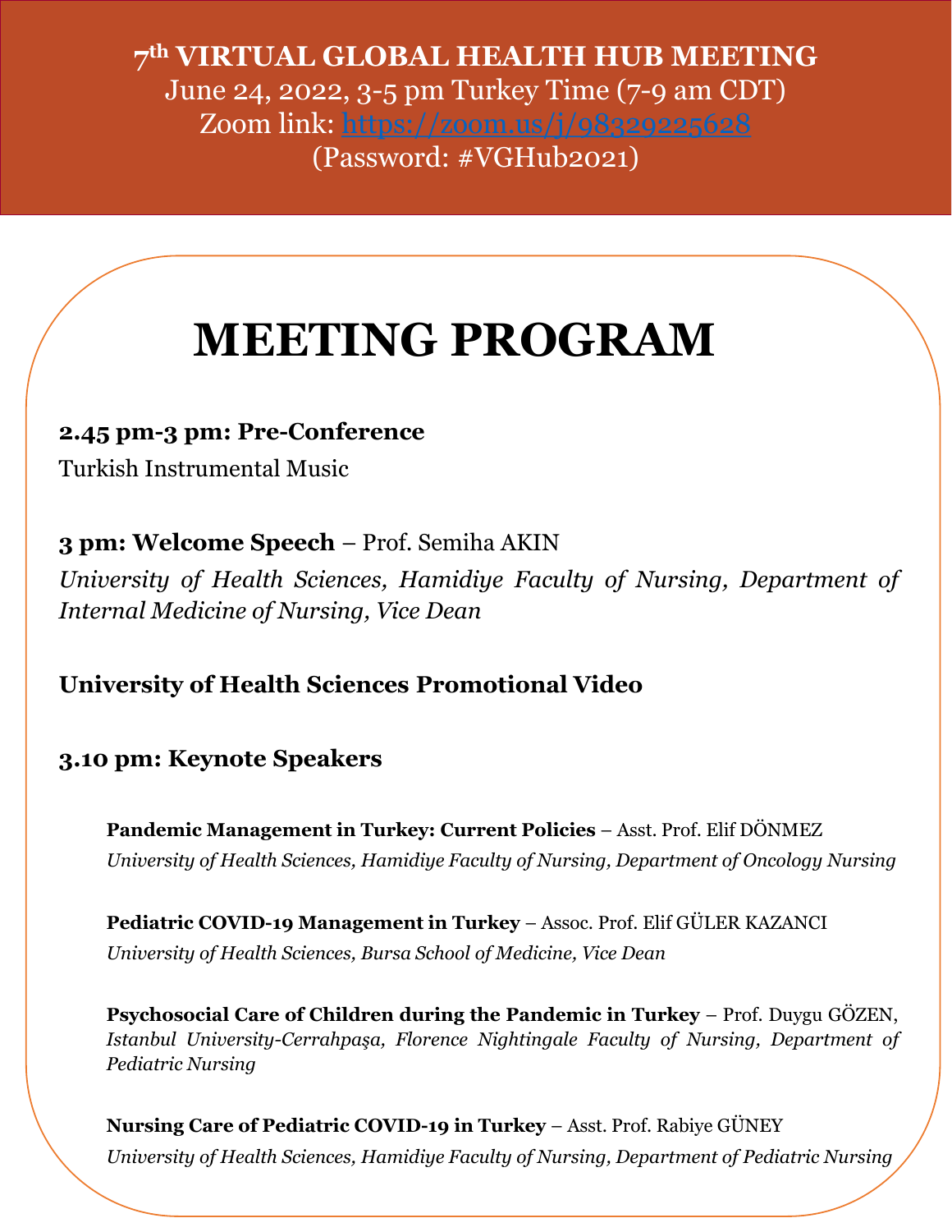**7th VIRTUAL GLOBAL HEALTH HUB MEETING**
June 24, 2022, 3-5 pm Turkey Time (7-9 am CDT)
Zoom link: https://zoom.us/j/98329225628
(Password: #VGHub2021)

# MEETING PROGRAM

**2.45 pm-3 pm: Pre-Conference**
Turkish Instrumental Music

**3 pm: Welcome Speech** – Prof. Semiha AKIN
*University of Health Sciences, Hamidiye Faculty of Nursing, Department of Internal Medicine of Nursing, Vice Dean*

**University of Health Sciences Promotional Video**

**3.10 pm: Keynote Speakers**

**Pandemic Management in Turkey: Current Policies** – Asst. Prof. Elif DÖNMEZ
*University of Health Sciences, Hamidiye Faculty of Nursing, Department of Oncology Nursing*

**Pediatric COVID-19 Management in Turkey** – Assoc. Prof. Elif GÜLER KAZANCI
*University of Health Sciences, Bursa School of Medicine, Vice Dean*

**Psychosocial Care of Children during the Pandemic in Turkey** – Prof. Duygu GÖZEN,
*Istanbul University-Cerrahpaşa, Florence Nightingale Faculty of Nursing, Department of Pediatric Nursing*

**Nursing Care of Pediatric COVID-19 in Turkey** – Asst. Prof. Rabiye GÜNEY
*University of Health Sciences, Hamidiye Faculty of Nursing, Department of Pediatric Nursing*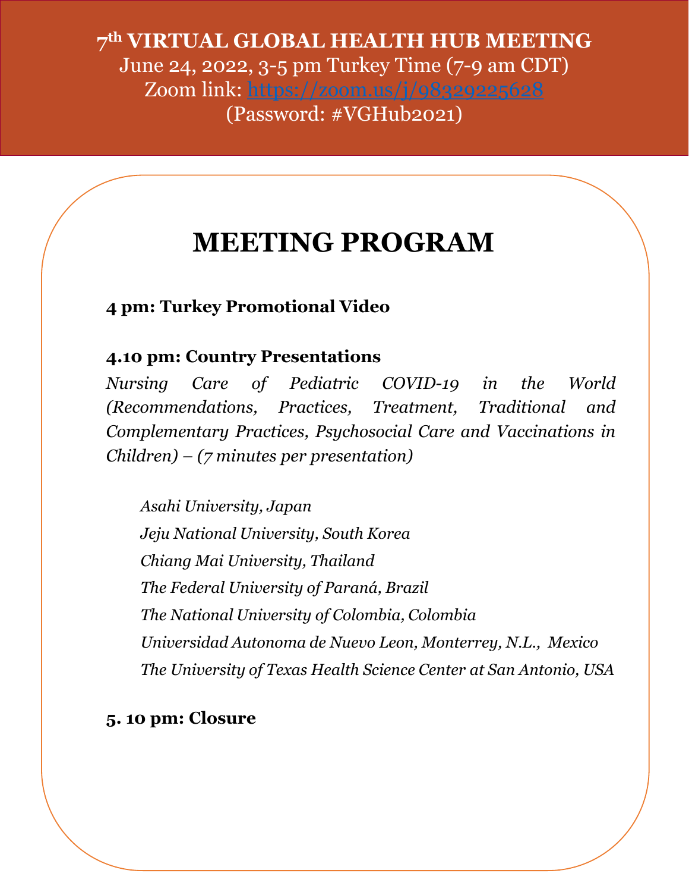**7th VIRTUAL GLOBAL HEALTH HUB MEETING**
June 24, 2022, 3-5 pm Turkey Time (7-9 am CDT)
Zoom link: [https://zoom.us/j/98329225628](https://zoom.us/j/98329225628)
(Password: #VGHub2021)

# MEETING PROGRAM

**4 pm: Turkey Promotional Video**

**4.10 pm: Country Presentations**

*Nursing Care of Pediatric COVID-19 in the World (Recommendations, Practices, Treatment, Traditional and Complementary Practices, Psychosocial Care and Vaccinations in Children) – (7 minutes per presentation)*

*Asahi University, Japan*
*Jeju National University, South Korea*
*Chiang Mai University, Thailand*
*The Federal University of Paraná, Brazil*
*The National University of Colombia, Colombia*
*Universidad Autonoma de Nuevo Leon, Monterrey, N.L., Mexico*
*The University of Texas Health Science Center at San Antonio, USA*

**5. 10 pm: Closure**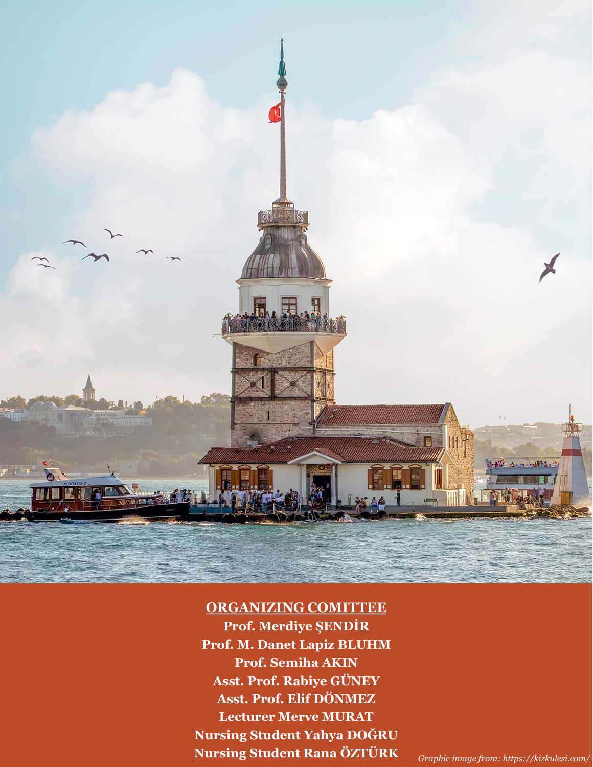**ORGANIZING COMITTEE**

**Prof. Merdiye ŞENDİR**

**Prof. M. Danet Lapiz BLUHM**

**Prof. Semiha AKIN**

**Asst. Prof. Rabiye GÜNEY**

**Asst. Prof. Elif DÖNMEZ**

**Lecturer Merve MURAT**

**Nursing Student Yahya DOĞRU**

**Nursing Student Rana ÖZTÜRK**

*Graphic image from: https://kizkulesi.com/*